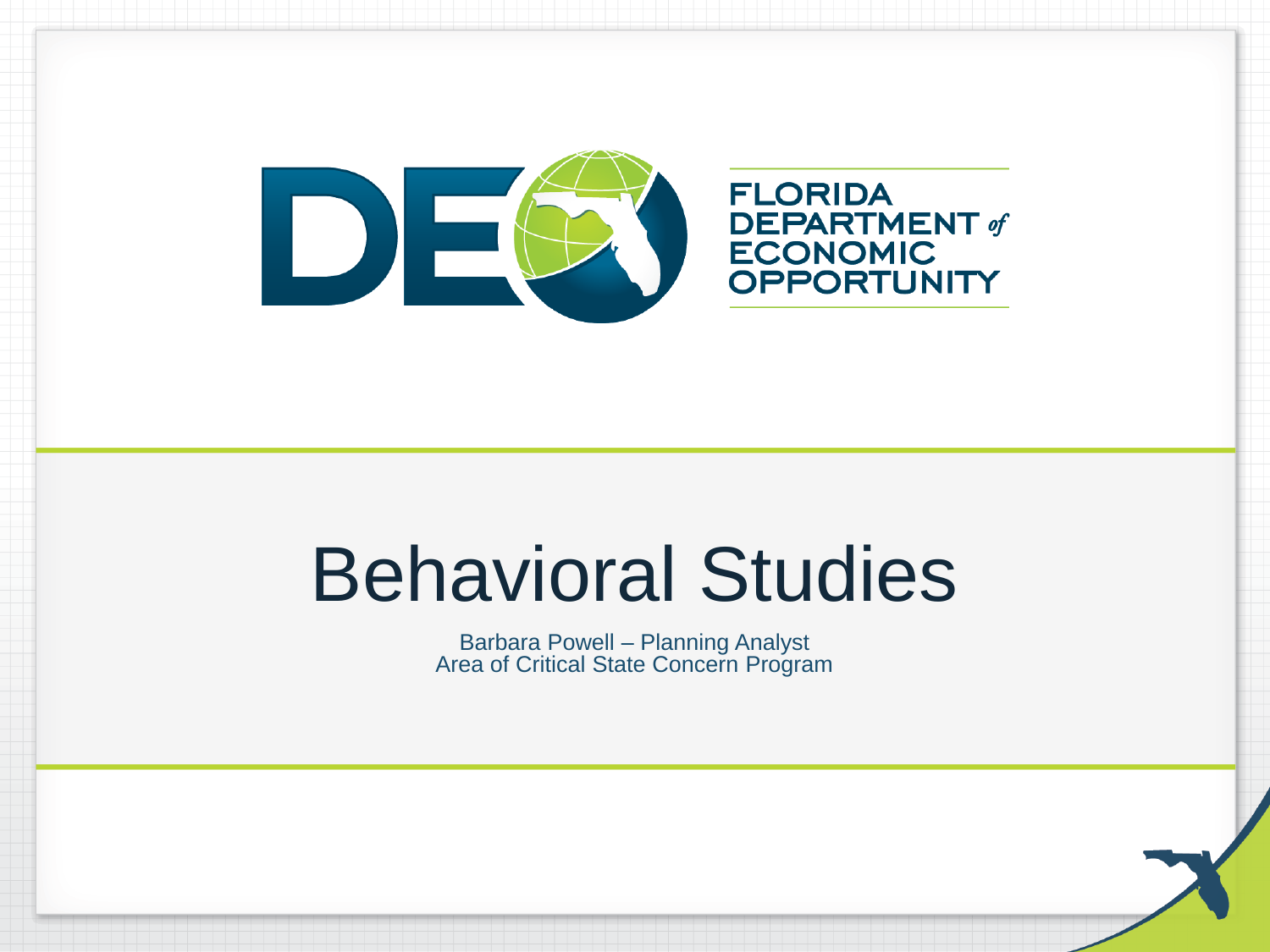FLORIDA DEPARTMENT of ECONOMIC OPPORTUNITY

# Behavioral Studies

Barbara Powell – Planning Analyst
Area of Critical State Concern Program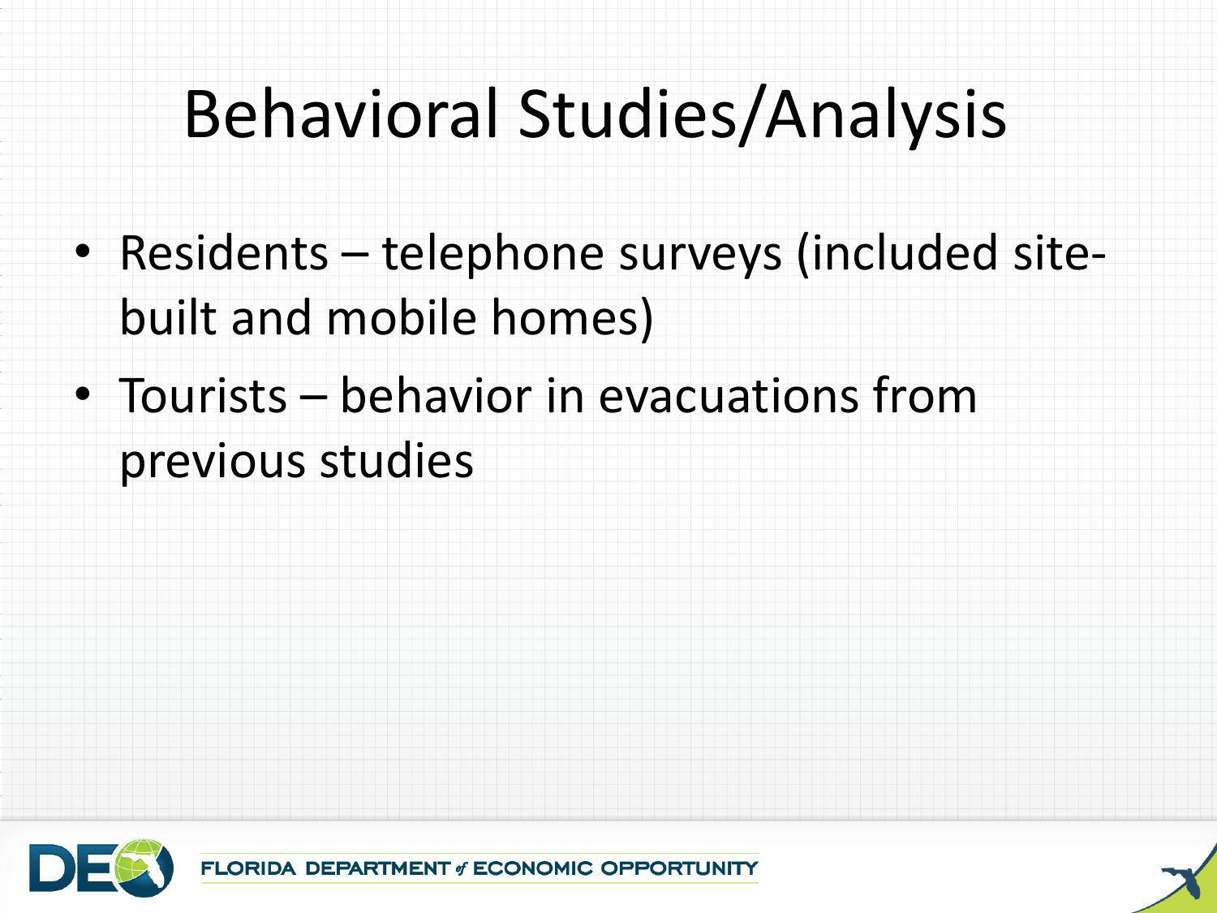# Behavioral Studies/Analysis

- Residents – telephone surveys (included site-built and mobile homes)
- Tourists – behavior in evacuations from previous studies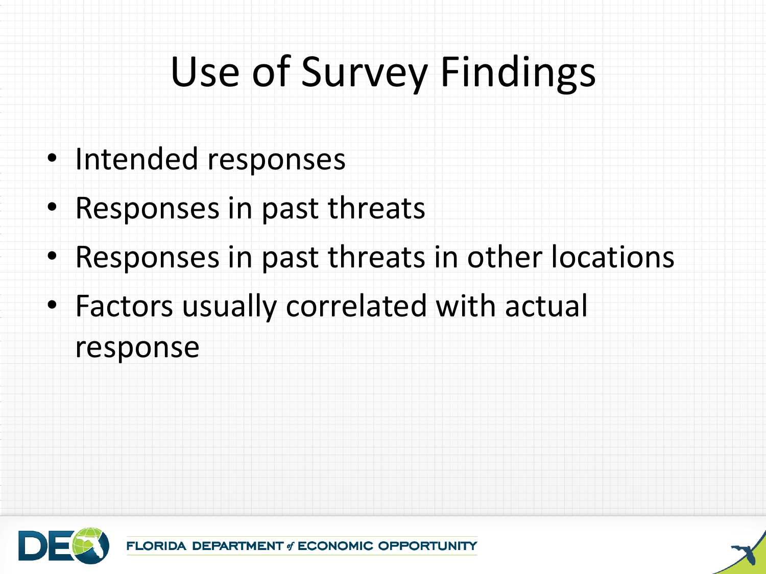# Use of Survey Findings

- Intended responses
- Responses in past threats
- Responses in past threats in other locations
- Factors usually correlated with actual response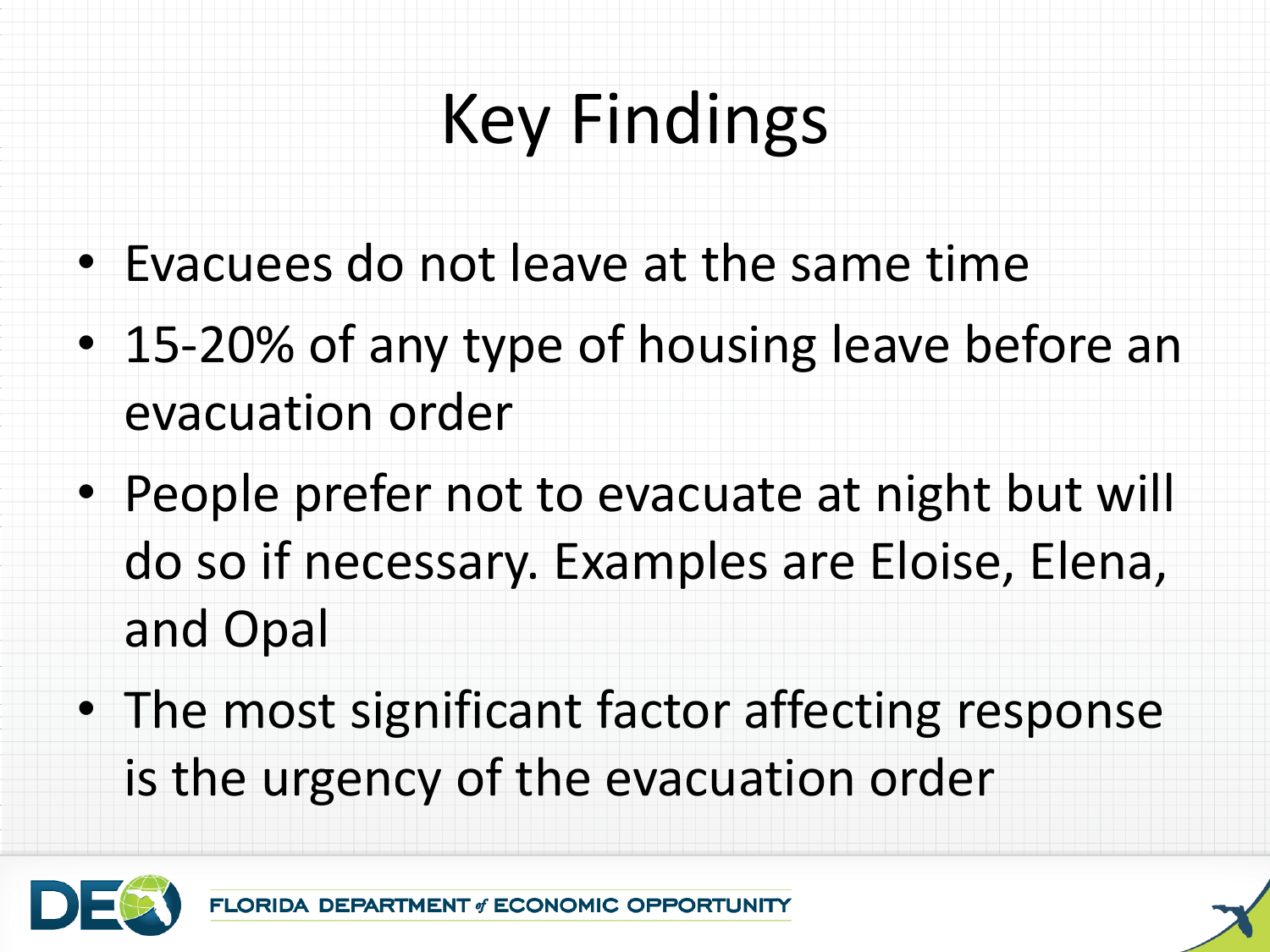# Key Findings

- Evacuees do not leave at the same time
- 15-20% of any type of housing leave before an evacuation order
- People prefer not to evacuate at night but will do so if necessary. Examples are Eloise, Elena, and Opal
- The most significant factor affecting response is the urgency of the evacuation order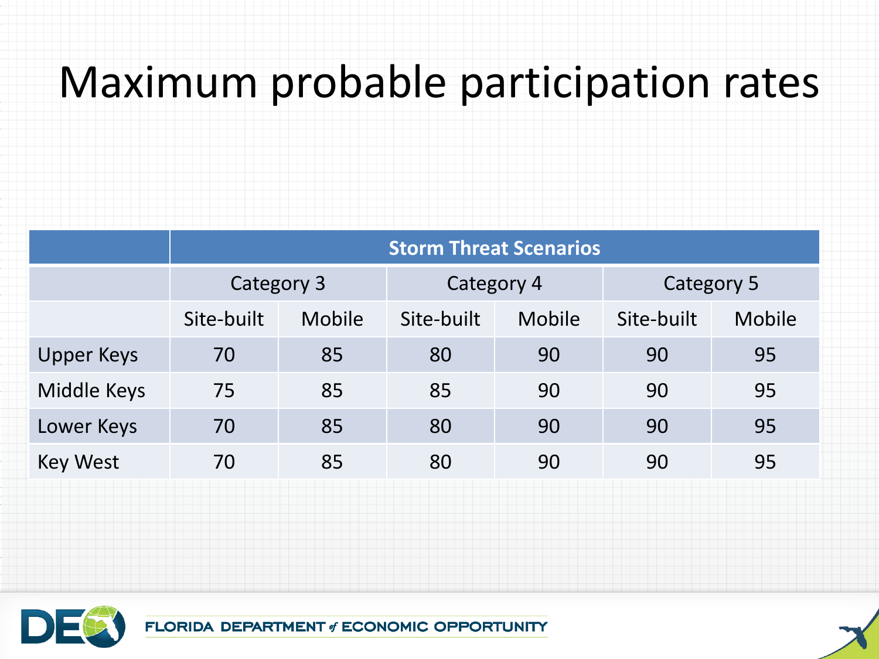# Maximum probable participation rates

| | Storm Threat Scenarios | | | | | |
|---|---|---|---|---|---|---|
| | Category 3 | | Category 4 | | Category 5 | |
| | Site-built | Mobile | Site-built | Mobile | Site-built | Mobile |
| Upper Keys | 70 | 85 | 80 | 90 | 90 | 95 |
| Middle Keys | 75 | 85 | 85 | 90 | 90 | 95 |
| Lower Keys | 70 | 85 | 80 | 90 | 90 | 95 |
| Key West | 70 | 85 | 80 | 90 | 90 | 95 |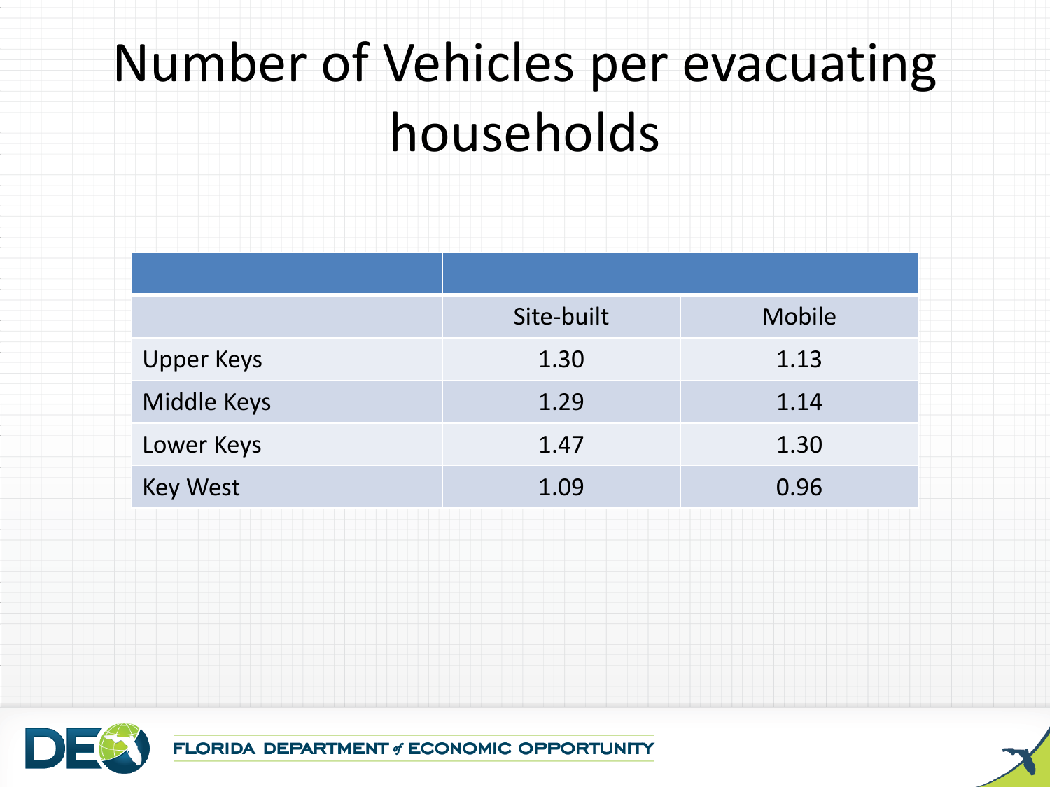# Number of Vehicles per evacuating households

| | | |
|---|---|---|
| | Site-built | Mobile |
| Upper Keys | 1.30 | 1.13 |
| Middle Keys | 1.29 | 1.14 |
| Lower Keys | 1.47 | 1.30 |
| Key West | 1.09 | 0.96 |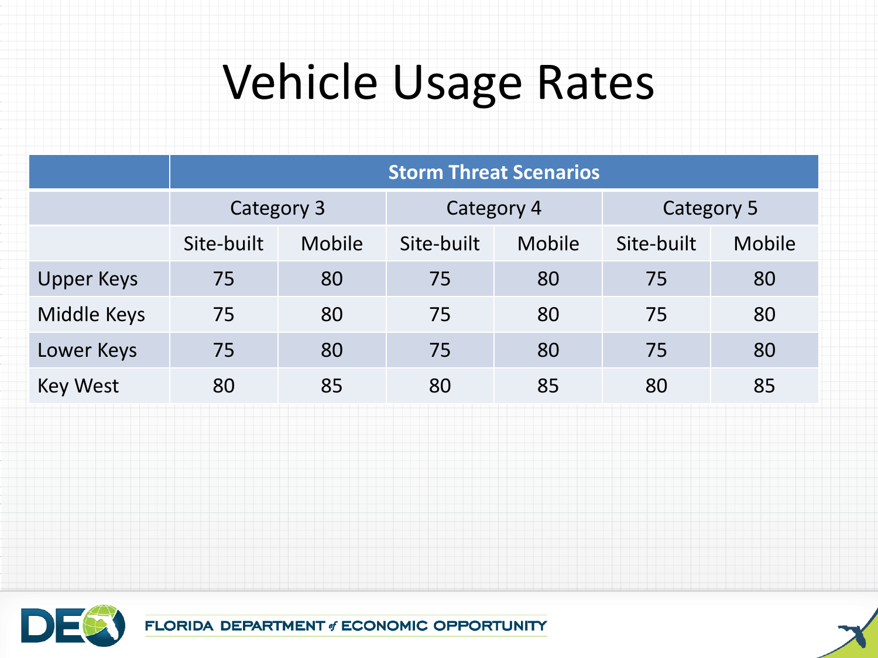# Vehicle Usage Rates

| | Storm Threat Scenarios | | | | | |
|---|---|---|---|---|---|---|
| | Category 3 | | Category 4 | | Category 5 | |
| | Site-built | Mobile | Site-built | Mobile | Site-built | Mobile |
| Upper Keys | 75 | 80 | 75 | 80 | 75 | 80 |
| Middle Keys | 75 | 80 | 75 | 80 | 75 | 80 |
| Lower Keys | 75 | 80 | 75 | 80 | 75 | 80 |
| Key West | 80 | 85 | 80 | 85 | 80 | 85 |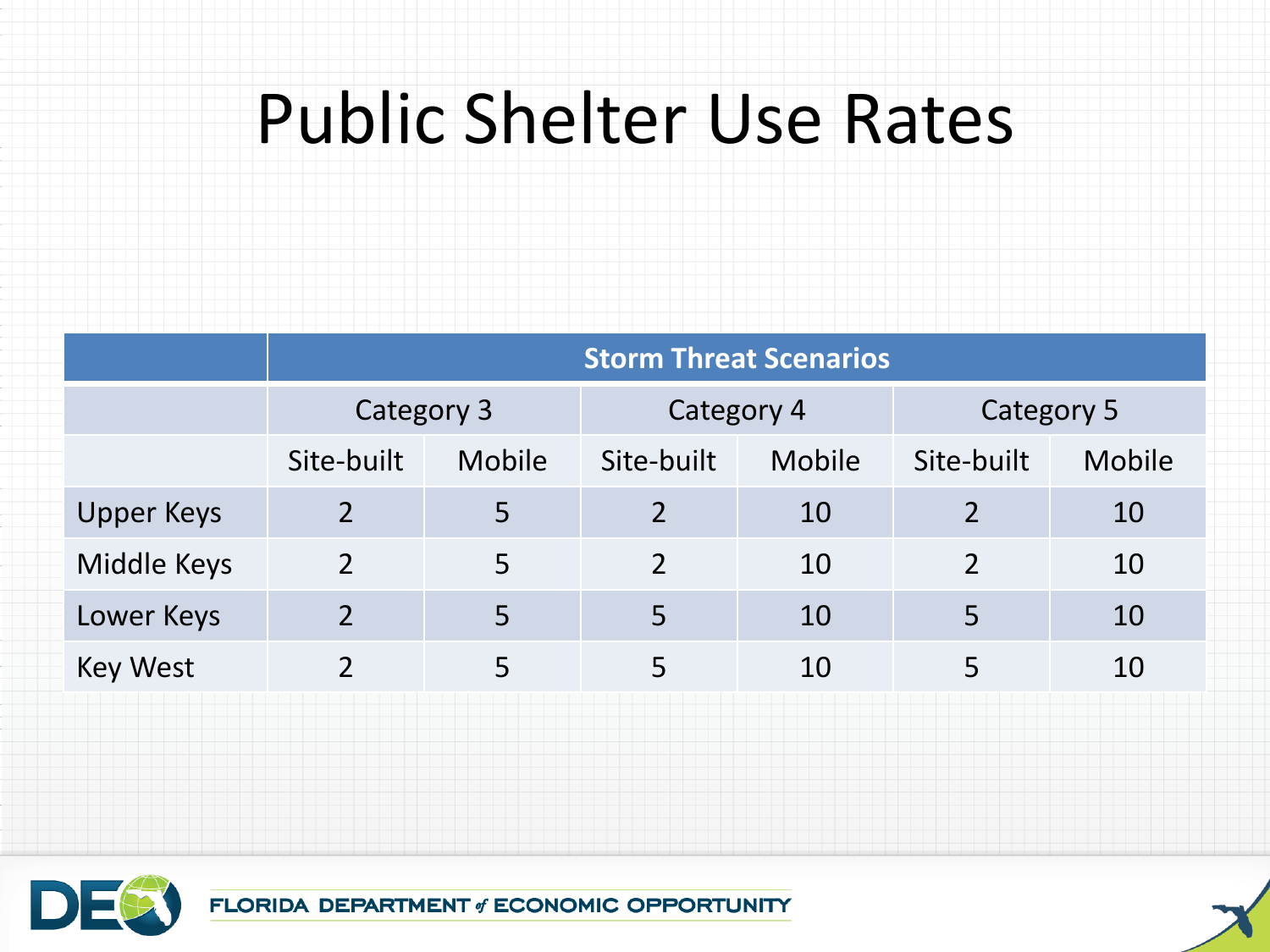# Public Shelter Use Rates

| | Storm Threat Scenarios | | | | | |
|---|---|---|---|---|---|---|
| | Category 3 | | Category 4 | | Category 5 | |
| | Site-built | Mobile | Site-built | Mobile | Site-built | Mobile |
| Upper Keys | 2 | 5 | 2 | 10 | 2 | 10 |
| Middle Keys | 2 | 5 | 2 | 10 | 2 | 10 |
| Lower Keys | 2 | 5 | 5 | 10 | 5 | 10 |
| Key West | 2 | 5 | 5 | 10 | 5 | 10 |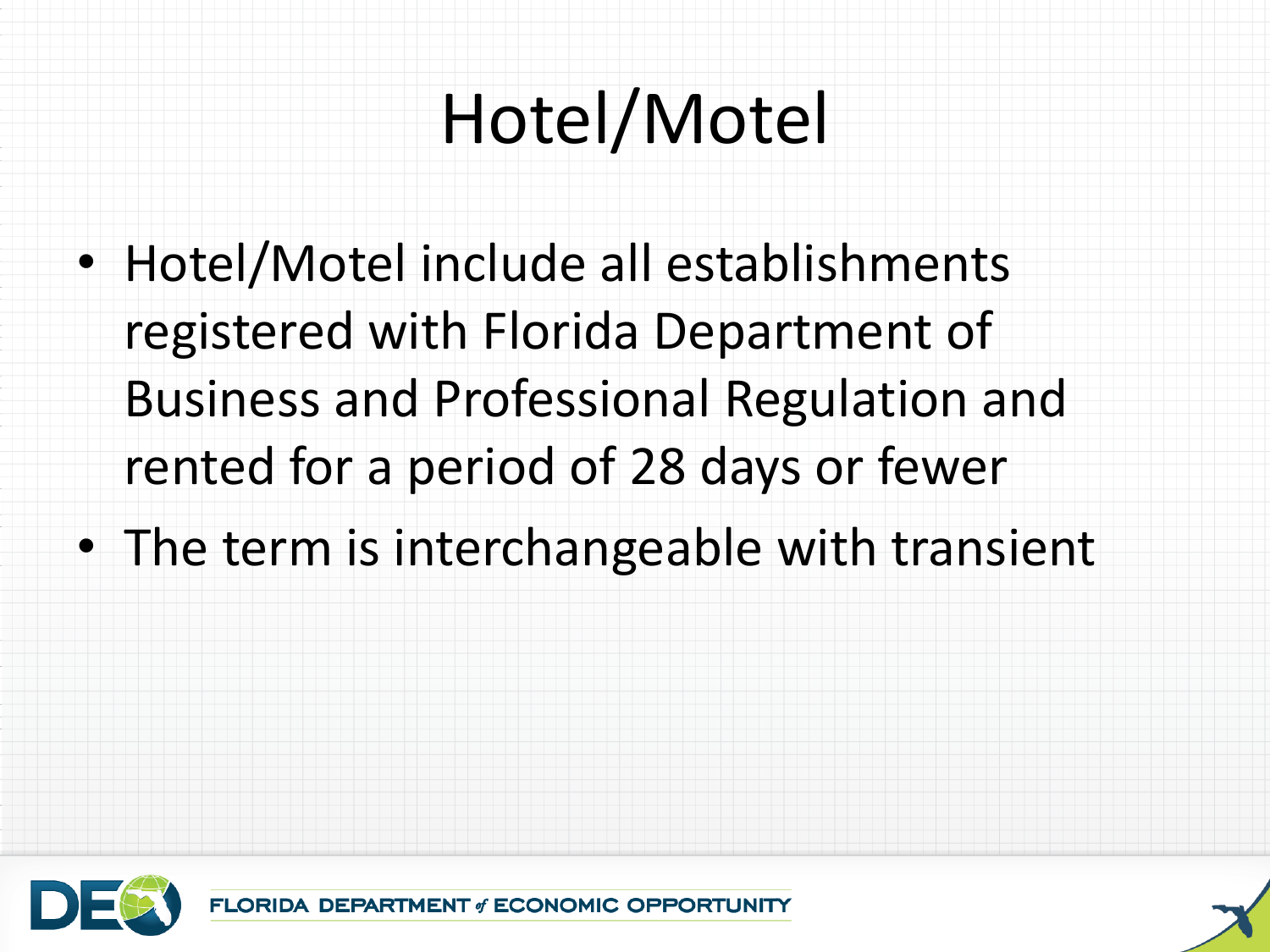# Hotel/Motel

- Hotel/Motel include all establishments registered with Florida Department of Business and Professional Regulation and rented for a period of 28 days or fewer
- The term is interchangeable with transient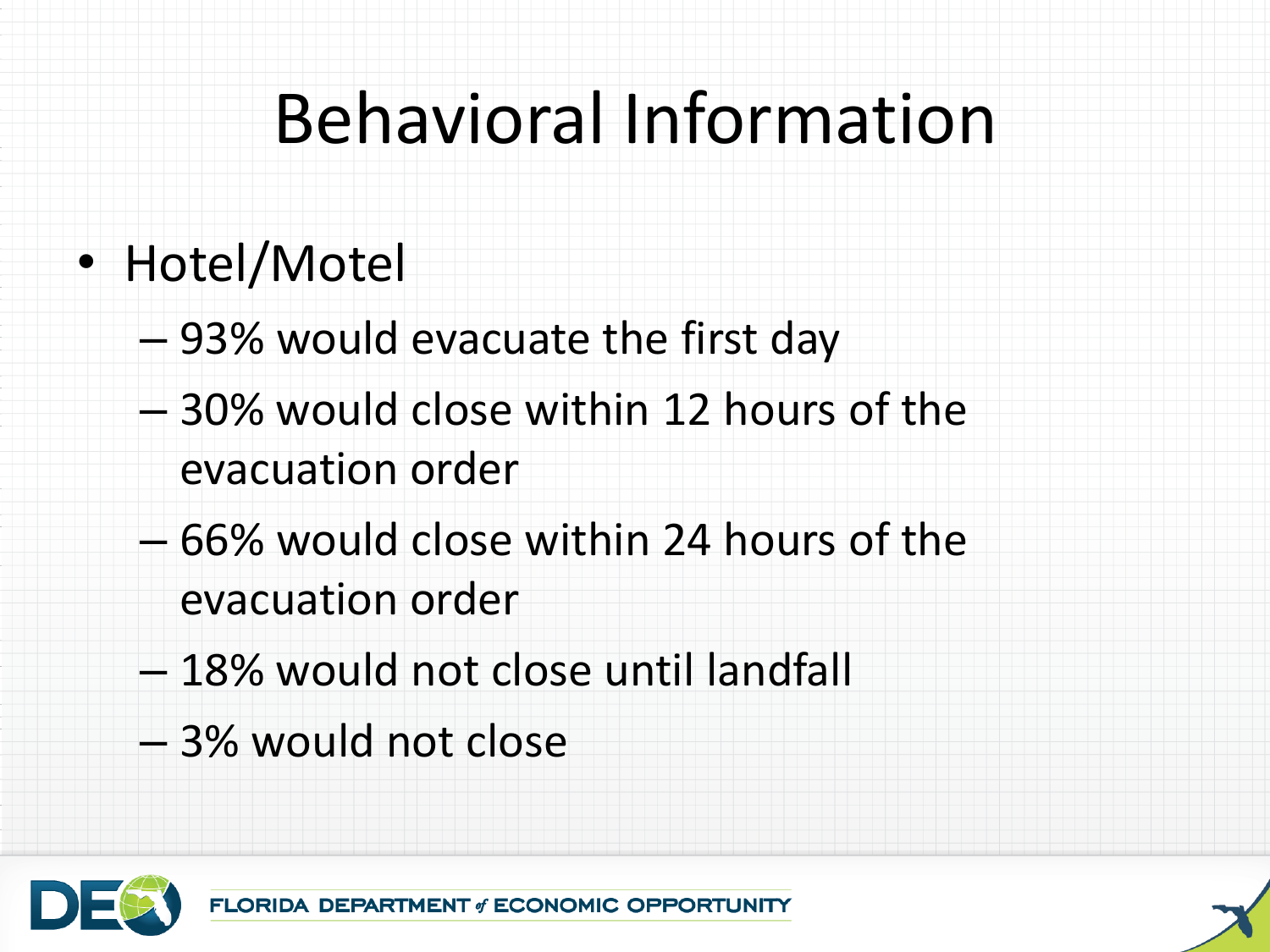# Behavioral Information

- Hotel/Motel
  - 93% would evacuate the first day
  - 30% would close within 12 hours of the evacuation order
  - 66% would close within 24 hours of the evacuation order
  - 18% would not close until landfall
  - 3% would not close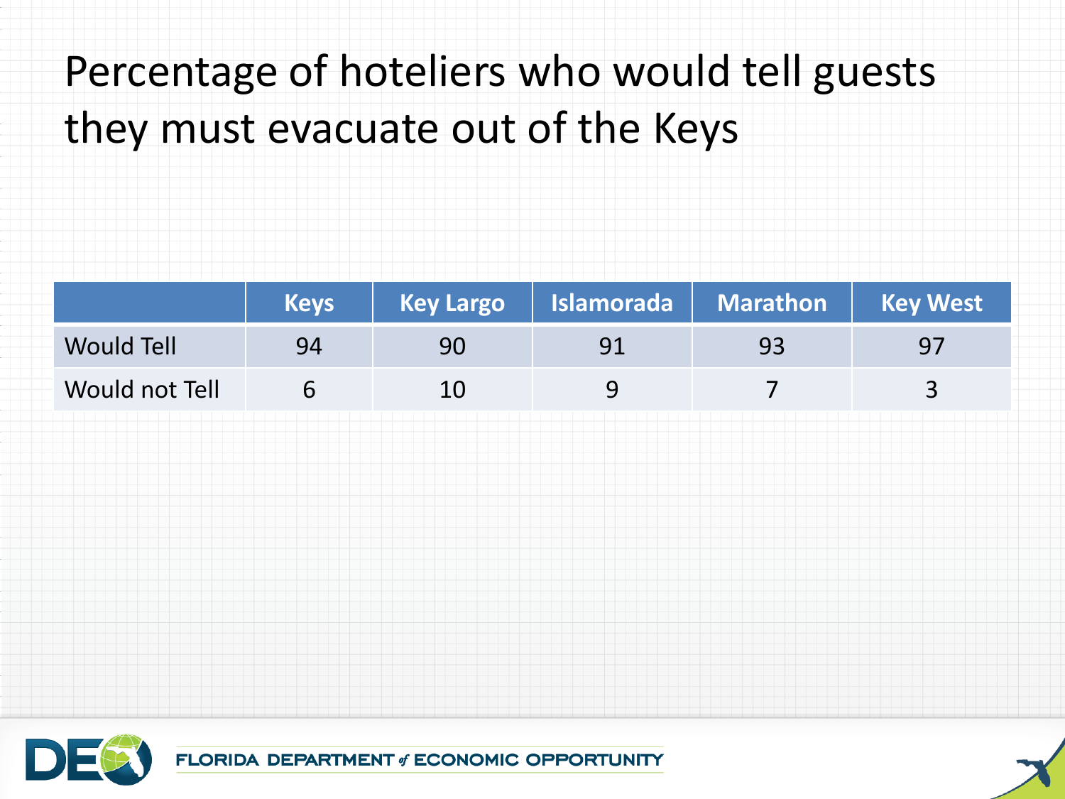# Percentage of hoteliers who would tell guests they must evacuate out of the Keys

| | Keys | Key Largo | Islamorada | Marathon | Key West |
|---|---|---|---|---|---|
| Would Tell | 94 | 90 | 91 | 93 | 97 |
| Would not Tell | 6 | 10 | 9 | 7 | 3 |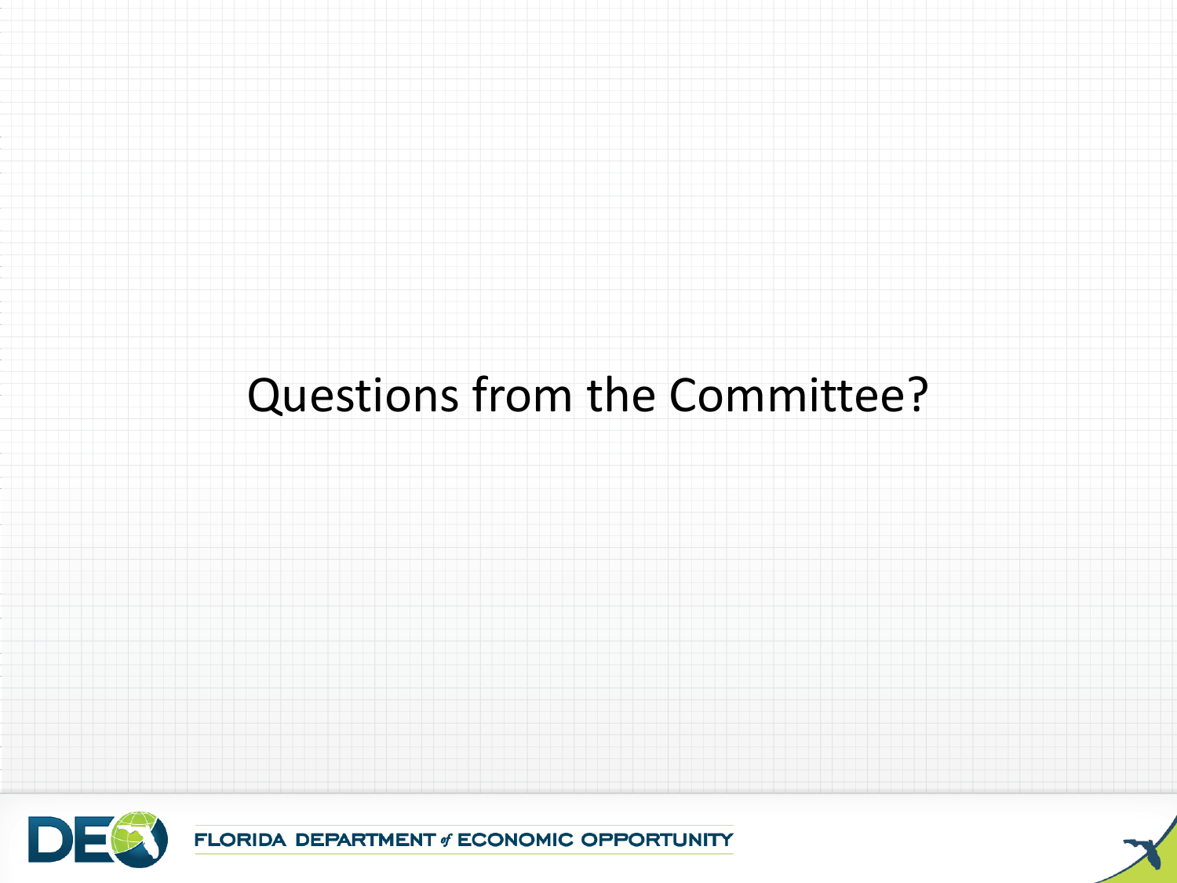Questions from the Committee?